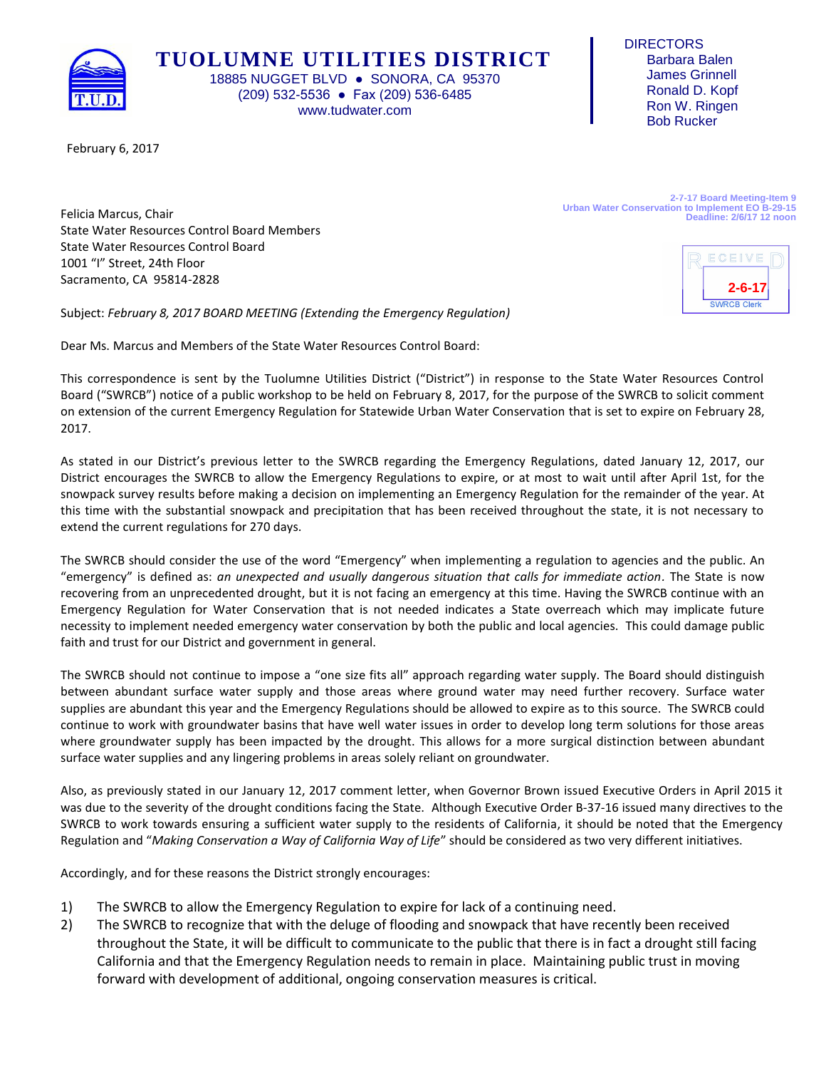# TUOLUMNE UTILITIES DISTRICT

18885 NUGGET BLVD • SONORA, CA 95370
(209) 532-5536 • Fax (209) 536-6485
www.tudwater.com

DIRECTORS
Barbara Balen
James Grinnell
Ronald D. Kopf
Ron W. Ringen
Bob Rucker

February 6, 2017

2-7-17 Board Meeting-Item 9
Urban Water Conservation to Implement EO B-29-15
Deadline: 2/6/17 12 noon

RECEIVED
2-6-17
SWRCB Clerk

Felicia Marcus, Chair
State Water Resources Control Board Members
State Water Resources Control Board
1001 "I" Street, 24th Floor
Sacramento, CA 95814-2828

Subject: *February 8, 2017 BOARD MEETING (Extending the Emergency Regulation)*

Dear Ms. Marcus and Members of the State Water Resources Control Board:

This correspondence is sent by the Tuolumne Utilities District ("District") in response to the State Water Resources Control Board ("SWRCB") notice of a public workshop to be held on February 8, 2017, for the purpose of the SWRCB to solicit comment on extension of the current Emergency Regulation for Statewide Urban Water Conservation that is set to expire on February 28, 2017.

As stated in our District's previous letter to the SWRCB regarding the Emergency Regulations, dated January 12, 2017, our District encourages the SWRCB to allow the Emergency Regulations to expire, or at most to wait until after April 1st, for the snowpack survey results before making a decision on implementing an Emergency Regulation for the remainder of the year. At this time with the substantial snowpack and precipitation that has been received throughout the state, it is not necessary to extend the current regulations for 270 days.

The SWRCB should consider the use of the word "Emergency" when implementing a regulation to agencies and the public. An "emergency" is defined as: *an unexpected and usually dangerous situation that calls for immediate action*. The State is now recovering from an unprecedented drought, but it is not facing an emergency at this time. Having the SWRCB continue with an Emergency Regulation for Water Conservation that is not needed indicates a State overreach which may implicate future necessity to implement needed emergency water conservation by both the public and local agencies. This could damage public faith and trust for our District and government in general.

The SWRCB should not continue to impose a "one size fits all" approach regarding water supply. The Board should distinguish between abundant surface water supply and those areas where ground water may need further recovery. Surface water supplies are abundant this year and the Emergency Regulations should be allowed to expire as to this source. The SWRCB could continue to work with groundwater basins that have well water issues in order to develop long term solutions for those areas where groundwater supply has been impacted by the drought. This allows for a more surgical distinction between abundant surface water supplies and any lingering problems in areas solely reliant on groundwater.

Also, as previously stated in our January 12, 2017 comment letter, when Governor Brown issued Executive Orders in April 2015 it was due to the severity of the drought conditions facing the State. Although Executive Order B-37-16 issued many directives to the SWRCB to work towards ensuring a sufficient water supply to the residents of California, it should be noted that the Emergency Regulation and "*Making Conservation a Way of California Way of Life*" should be considered as two very different initiatives.

Accordingly, and for these reasons the District strongly encourages:

1) The SWRCB to allow the Emergency Regulation to expire for lack of a continuing need.
2) The SWRCB to recognize that with the deluge of flooding and snowpack that have recently been received throughout the State, it will be difficult to communicate to the public that there is in fact a drought still facing California and that the Emergency Regulation needs to remain in place. Maintaining public trust in moving forward with development of additional, ongoing conservation measures is critical.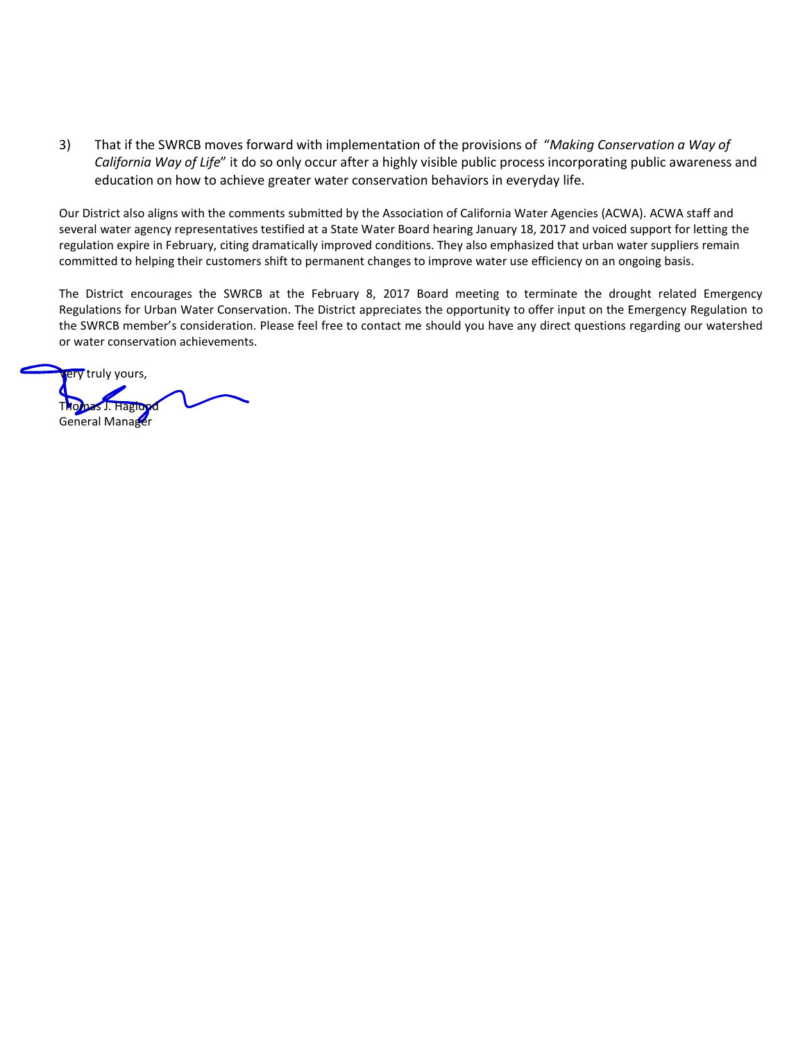3) That if the SWRCB moves forward with implementation of the provisions of "*Making Conservation a Way of California Way of Life*" it do so only occur after a highly visible public process incorporating public awareness and education on how to achieve greater water conservation behaviors in everyday life.

Our District also aligns with the comments submitted by the Association of California Water Agencies (ACWA). ACWA staff and several water agency representatives testified at a State Water Board hearing January 18, 2017 and voiced support for letting the regulation expire in February, citing dramatically improved conditions. They also emphasized that urban water suppliers remain committed to helping their customers shift to permanent changes to improve water use efficiency on an ongoing basis.

The District encourages the SWRCB at the February 8, 2017 Board meeting to terminate the drought related Emergency Regulations for Urban Water Conservation. The District appreciates the opportunity to offer input on the Emergency Regulation to the SWRCB member's consideration. Please feel free to contact me should you have any direct questions regarding our watershed or water conservation achievements.

Very truly yours,

Thomas J. Haglund
General Manager